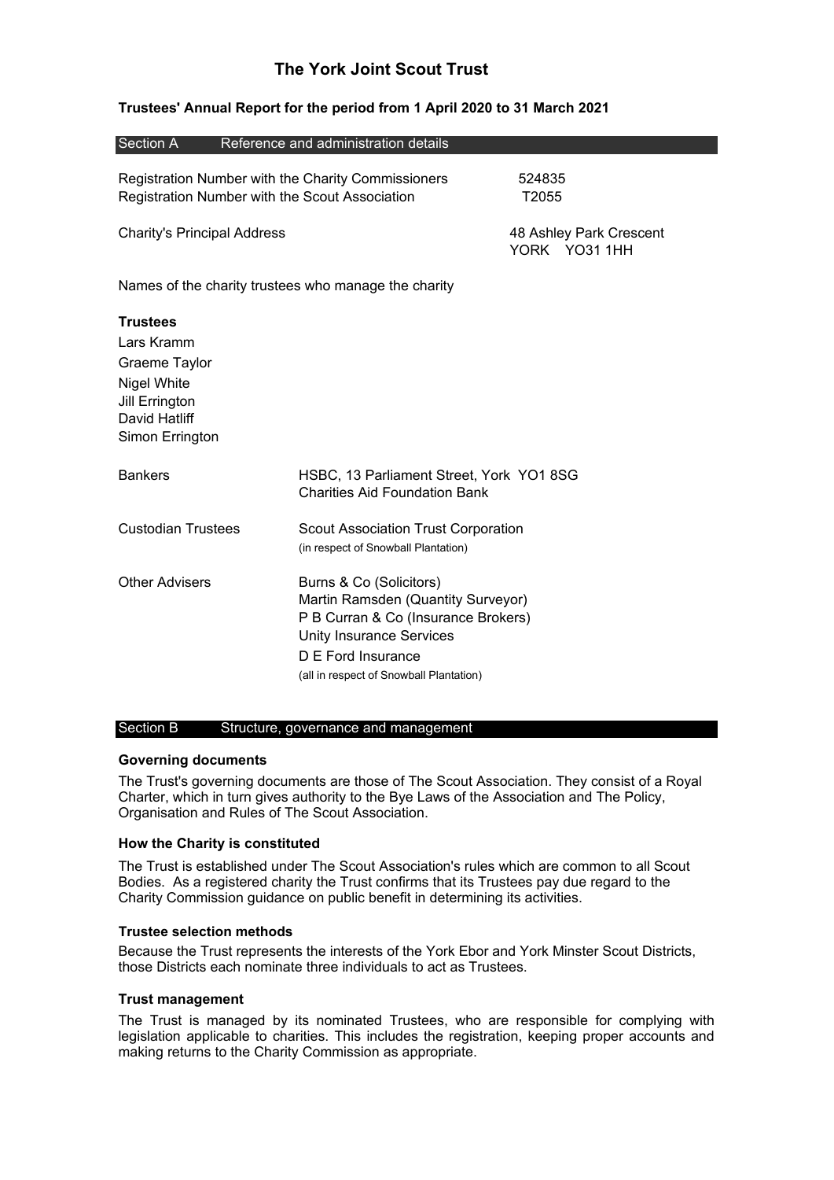# The York Joint Scout Trust

**Trustees' Annual Report for the period from 1 April 2020 to 31 March 2021**

## Section A Reference and administration details

| | |
|---|---|
| Registration Number with the Charity Commissioners | 524835 |
| Registration Number with the Scout Association | T2055 |
| Charity's Principal Address | 48 Ashley Park Crescent<br>YORK YO31 1HH |

Names of the charity trustees who manage the charity

**Trustees**

Lars Kramm
Graeme Taylor
Nigel White
Jill Errington
David Hatliff
Simon Errington

| | |
|---|---|
| Bankers | HSBC, 13 Parliament Street, York YO1 8SG<br>Charities Aid Foundation Bank |
| Custodian Trustees | Scout Association Trust Corporation<br>(in respect of Snowball Plantation) |
| Other Advisers | Burns & Co (Solicitors)<br>Martin Ramsden (Quantity Surveyor)<br>P B Curran & Co (Insurance Brokers)<br>Unity Insurance Services<br>D E Ford Insurance<br>(all in respect of Snowball Plantation) |

## Section B Structure, governance and management

### Governing documents

The Trust's governing documents are those of The Scout Association. They consist of a Royal Charter, which in turn gives authority to the Bye Laws of the Association and The Policy, Organisation and Rules of The Scout Association.

### How the Charity is constituted

The Trust is established under The Scout Association's rules which are common to all Scout Bodies. As a registered charity the Trust confirms that its Trustees pay due regard to the Charity Commission guidance on public benefit in determining its activities.

### Trustee selection methods

Because the Trust represents the interests of the York Ebor and York Minster Scout Districts, those Districts each nominate three individuals to act as Trustees.

### Trust management

The Trust is managed by its nominated Trustees, who are responsible for complying with legislation applicable to charities. This includes the registration, keeping proper accounts and making returns to the Charity Commission as appropriate.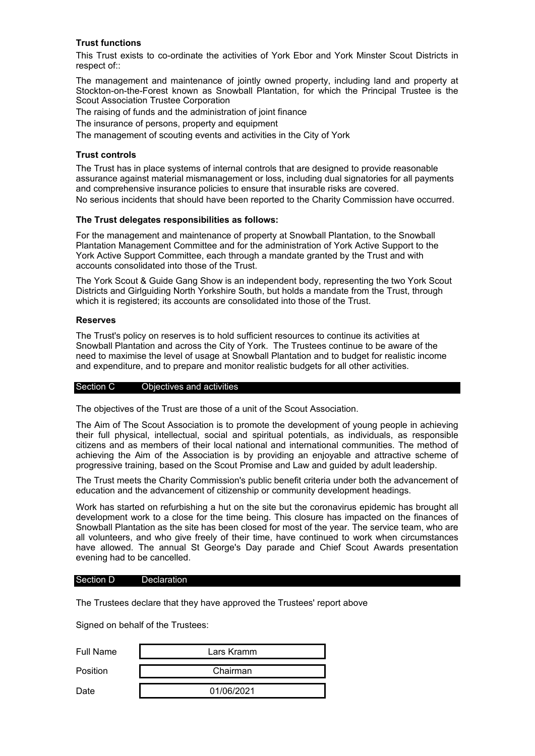### Trust functions

This Trust exists to co-ordinate the activities of York Ebor and York Minster Scout Districts in respect of::

The management and maintenance of jointly owned property, including land and property at Stockton-on-the-Forest known as Snowball Plantation, for which the Principal Trustee is the Scout Association Trustee Corporation

The raising of funds and the administration of joint finance

The insurance of persons, property and equipment

The management of scouting events and activities in the City of York

### Trust controls

The Trust has in place systems of internal controls that are designed to provide reasonable assurance against material mismanagement or loss, including dual signatories for all payments and comprehensive insurance policies to ensure that insurable risks are covered.

No serious incidents that should have been reported to the Charity Commission have occurred.

### The Trust delegates responsibilities as follows:

For the management and maintenance of property at Snowball Plantation, to the Snowball Plantation Management Committee and for the administration of York Active Support to the York Active Support Committee, each through a mandate granted by the Trust and with accounts consolidated into those of the Trust.

The York Scout & Guide Gang Show is an independent body, representing the two York Scout Districts and Girlguiding North Yorkshire South, but holds a mandate from the Trust, through which it is registered; its accounts are consolidated into those of the Trust.

### Reserves

The Trust's policy on reserves is to hold sufficient resources to continue its activities at Snowball Plantation and across the City of York. The Trustees continue to be aware of the need to maximise the level of usage at Snowball Plantation and to budget for realistic income and expenditure, and to prepare and monitor realistic budgets for all other activities.

## Section C Objectives and activities

The objectives of the Trust are those of a unit of the Scout Association.

The Aim of The Scout Association is to promote the development of young people in achieving their full physical, intellectual, social and spiritual potentials, as individuals, as responsible citizens and as members of their local national and international communities. The method of achieving the Aim of the Association is by providing an enjoyable and attractive scheme of progressive training, based on the Scout Promise and Law and guided by adult leadership.

The Trust meets the Charity Commission's public benefit criteria under both the advancement of education and the advancement of citizenship or community development headings.

Work has started on refurbishing a hut on the site but the coronavirus epidemic has brought all development work to a close for the time being. This closure has impacted on the finances of Snowball Plantation as the site has been closed for most of the year. The service team, who are all volunteers, and who give freely of their time, have continued to work when circumstances have allowed. The annual St George's Day parade and Chief Scout Awards presentation evening had to be cancelled.

## Section D Declaration

The Trustees declare that they have approved the Trustees' report above

Signed on behalf of the Trustees:

| | |
|---|---|
| Full Name | Lars Kramm |
| Position | Chairman |
| Date | 01/06/2021 |